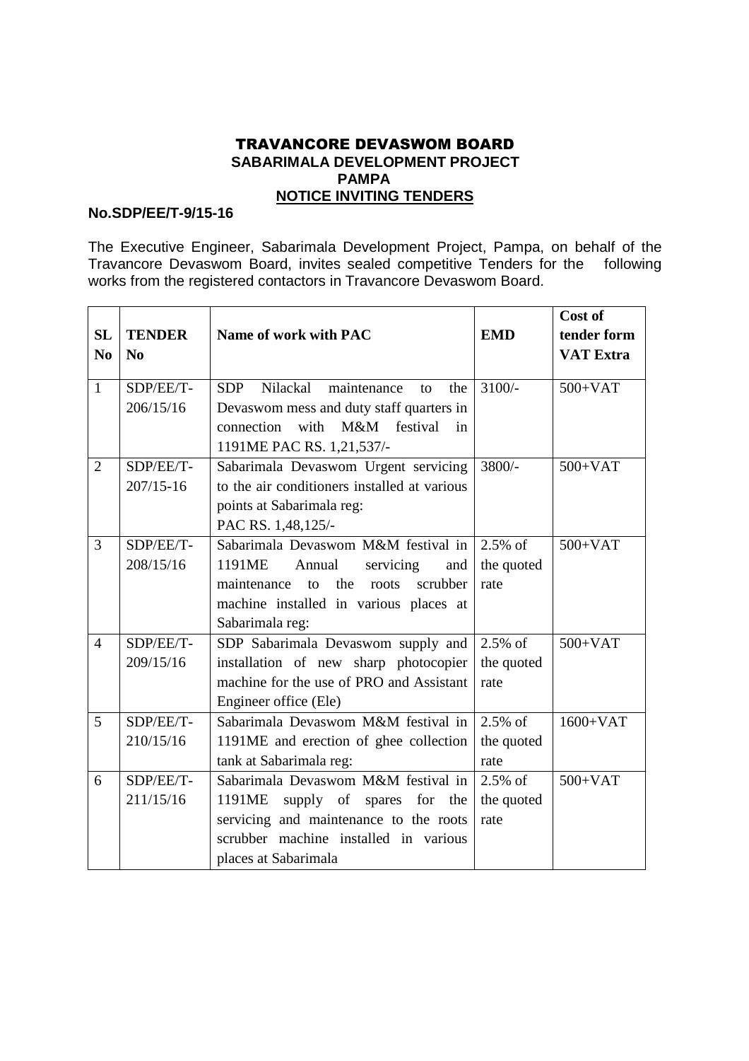# TRAVANCORE DEVASWOM BOARD

## SABARIMALA DEVELOPMENT PROJECT

## PAMPA

## NOTICE INVITING TENDERS

**No.SDP/EE/T-9/15-16**

The Executive Engineer, Sabarimala Development Project, Pampa, on behalf of the Travancore Devaswom Board, invites sealed competitive Tenders for the following works from the registered contactors in Travancore Devaswom Board.

| SL No | TENDER No | Name of work with PAC | EMD | Cost of tender form VAT Extra |
|---|---|---|---|---|
| 1 | SDP/EE/T-206/15/16 | SDP Nilackal maintenance to the Devaswom mess and duty staff quarters in connection with M&M festival in 1191ME PAC RS. 1,21,537/- | 3100/- | 500+VAT |
| 2 | SDP/EE/T-207/15-16 | Sabarimala Devaswom Urgent servicing to the air conditioners installed at various points at Sabarimala reg: PAC RS. 1,48,125/- | 3800/- | 500+VAT |
| 3 | SDP/EE/T-208/15/16 | Sabarimala Devaswom M&M festival in 1191ME Annual servicing and maintenance to the roots scrubber machine installed in various places at Sabarimala reg: | 2.5% of the quoted rate | 500+VAT |
| 4 | SDP/EE/T-209/15/16 | SDP Sabarimala Devaswom supply and installation of new sharp photocopier machine for the use of PRO and Assistant Engineer office (Ele) | 2.5% of the quoted rate | 500+VAT |
| 5 | SDP/EE/T-210/15/16 | Sabarimala Devaswom M&M festival in 1191ME and erection of ghee collection tank at Sabarimala reg: | 2.5% of the quoted rate | 1600+VAT |
| 6 | SDP/EE/T-211/15/16 | Sabarimala Devaswom M&M festival in 1191ME supply of spares for the servicing and maintenance to the roots scrubber machine installed in various places at Sabarimala | 2.5% of the quoted rate | 500+VAT |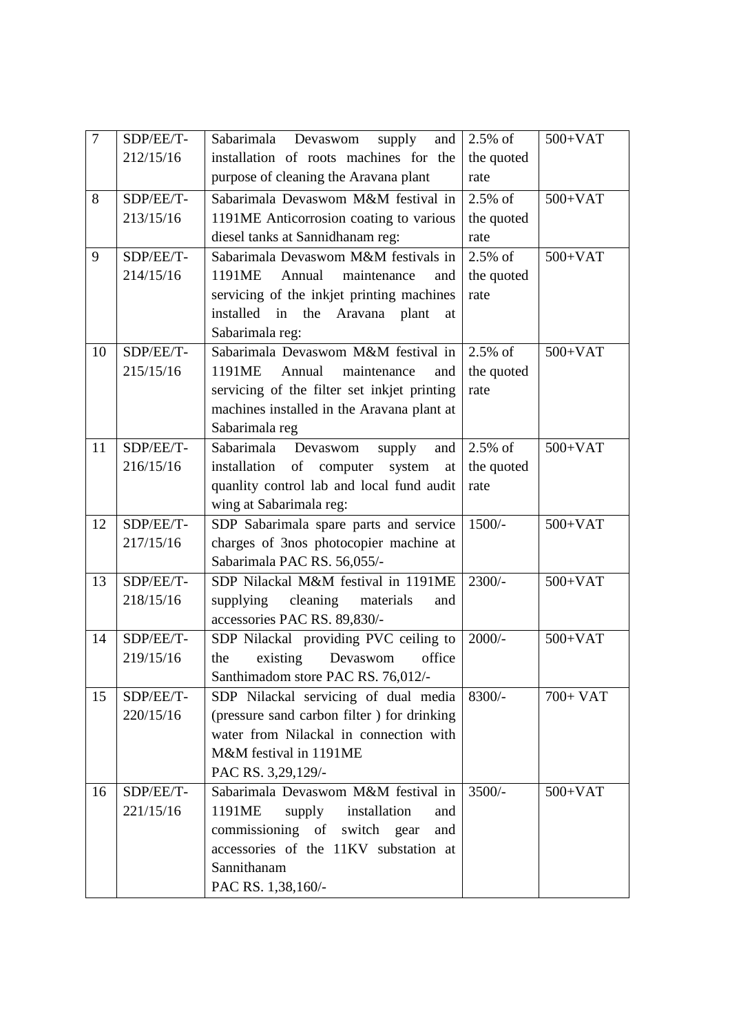| 7 | SDP/EE/T-212/15/16 | Sabarimala Devaswom supply and installation of roots machines for the purpose of cleaning the Aravana plant | 2.5% of the quoted rate | 500+VAT |
|---|---|---|---|---|
| 8 | SDP/EE/T-213/15/16 | Sabarimala Devaswom M&M festival in 1191ME Anticorrosion coating to various diesel tanks at Sannidhanam reg: | 2.5% of the quoted rate | 500+VAT |
| 9 | SDP/EE/T-214/15/16 | Sabarimala Devaswom M&M festivals in 1191ME Annual maintenance and servicing of the inkjet printing machines installed in the Aravana plant at Sabarimala reg: | 2.5% of the quoted rate | 500+VAT |
| 10 | SDP/EE/T-215/15/16 | Sabarimala Devaswom M&M festival in 1191ME Annual maintenance and servicing of the filter set inkjet printing machines installed in the Aravana plant at Sabarimala reg | 2.5% of the quoted rate | 500+VAT |
| 11 | SDP/EE/T-216/15/16 | Sabarimala Devaswom supply and installation of computer system at quanlity control lab and local fund audit wing at Sabarimala reg: | 2.5% of the quoted rate | 500+VAT |
| 12 | SDP/EE/T-217/15/16 | SDP Sabarimala spare parts and service charges of 3nos photocopier machine at Sabarimala PAC RS. 56,055/- | 1500/- | 500+VAT |
| 13 | SDP/EE/T-218/15/16 | SDP Nilackal M&M festival in 1191ME supplying cleaning materials and accessories PAC RS. 89,830/- | 2300/- | 500+VAT |
| 14 | SDP/EE/T-219/15/16 | SDP Nilackal providing PVC ceiling to the existing Devaswom office Santhimadom store PAC RS. 76,012/- | 2000/- | 500+VAT |
| 15 | SDP/EE/T-220/15/16 | SDP Nilackal servicing of dual media (pressure sand carbon filter ) for drinking water from Nilackal in connection with M&M festival in 1191ME PAC RS. 3,29,129/- | 8300/- | 700+ VAT |
| 16 | SDP/EE/T-221/15/16 | Sabarimala Devaswom M&M festival in 1191ME supply installation and commissioning of switch gear and accessories of the 11KV substation at Sannithanam PAC RS. 1,38,160/- | 3500/- | 500+VAT |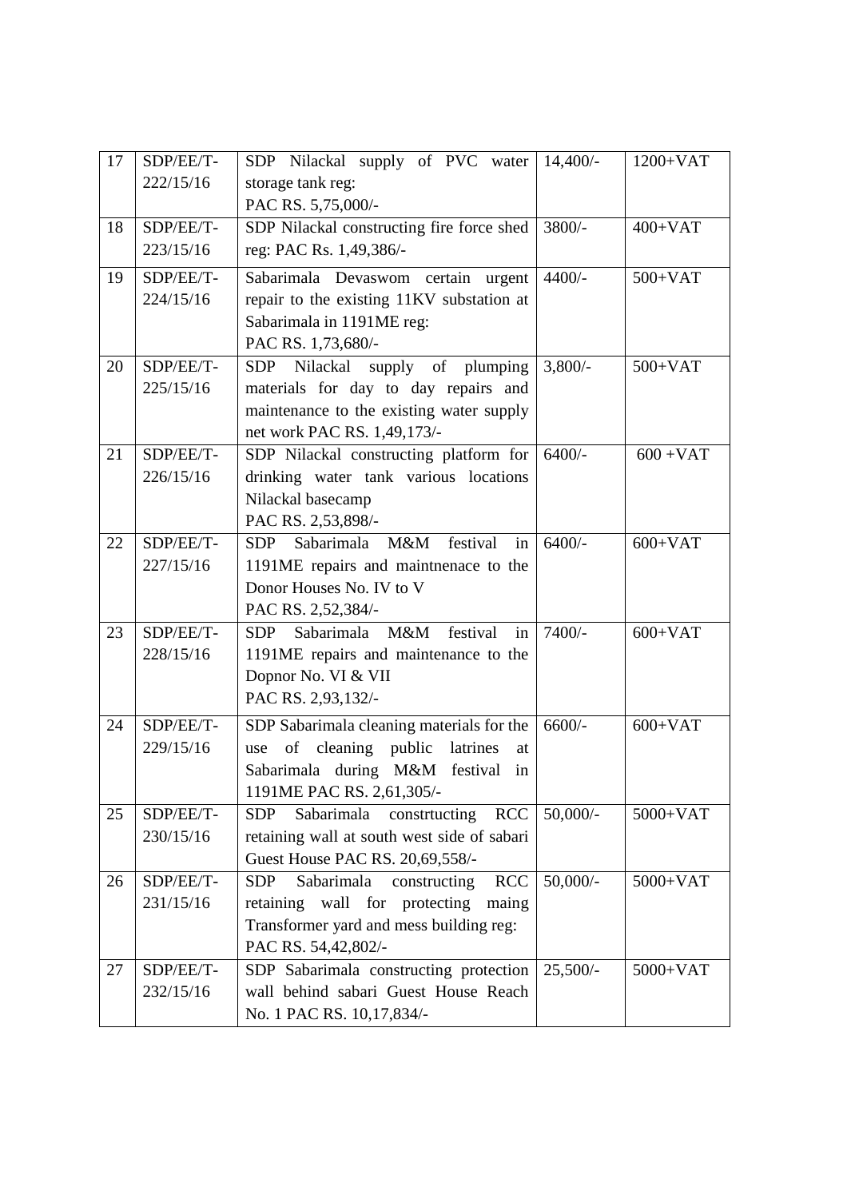| 17 | SDP/EE/T-222/15/16 | SDP Nilackal supply of PVC water storage tank reg: PAC RS. 5,75,000/- | 14,400/- | 1200+VAT |
|---|---|---|---|---|
| 18 | SDP/EE/T-223/15/16 | SDP Nilackal constructing fire force shed reg: PAC Rs. 1,49,386/- | 3800/- | 400+VAT |
| 19 | SDP/EE/T-224/15/16 | Sabarimala Devaswom certain urgent repair to the existing 11KV substation at Sabarimala in 1191ME reg: PAC RS. 1,73,680/- | 4400/- | 500+VAT |
| 20 | SDP/EE/T-225/15/16 | SDP Nilackal supply of plumping materials for day to day repairs and maintenance to the existing water supply net work PAC RS. 1,49,173/- | 3,800/- | 500+VAT |
| 21 | SDP/EE/T-226/15/16 | SDP Nilackal constructing platform for drinking water tank various locations Nilackal basecamp PAC RS. 2,53,898/- | 6400/- | 600 +VAT |
| 22 | SDP/EE/T-227/15/16 | SDP Sabarimala M&M festival in 1191ME repairs and maintnenace to the Donor Houses No. IV to V PAC RS. 2,52,384/- | 6400/- | 600+VAT |
| 23 | SDP/EE/T-228/15/16 | SDP Sabarimala M&M festival in 1191ME repairs and maintenance to the Dopnor No. VI & VII PAC RS. 2,93,132/- | 7400/- | 600+VAT |
| 24 | SDP/EE/T-229/15/16 | SDP Sabarimala cleaning materials for the use of cleaning public latrines at Sabarimala during M&M festival in 1191ME PAC RS. 2,61,305/- | 6600/- | 600+VAT |
| 25 | SDP/EE/T-230/15/16 | SDP Sabarimala constrtucting RCC retaining wall at south west side of sabari Guest House PAC RS. 20,69,558/- | 50,000/- | 5000+VAT |
| 26 | SDP/EE/T-231/15/16 | SDP Sabarimala constructing RCC retaining wall for protecting maing Transformer yard and mess building reg: PAC RS. 54,42,802/- | 50,000/- | 5000+VAT |
| 27 | SDP/EE/T-232/15/16 | SDP Sabarimala constructing protection wall behind sabari Guest House Reach No. 1 PAC RS. 10,17,834/- | 25,500/- | 5000+VAT |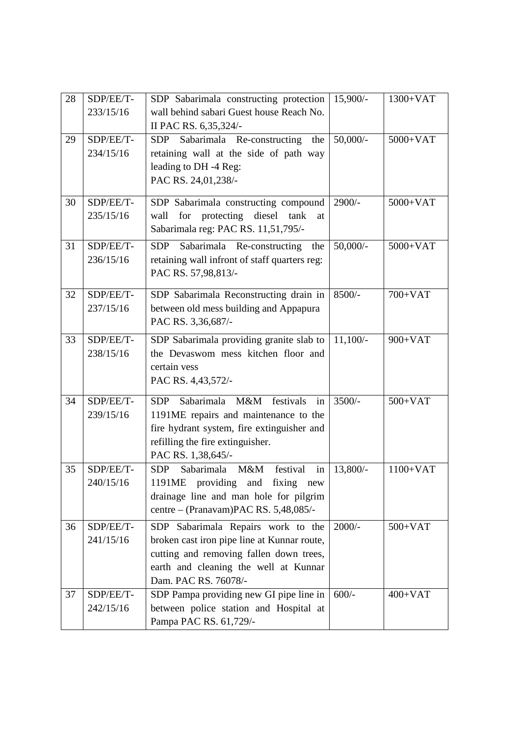| 28 | SDP/EE/T-233/15/16 | SDP Sabarimala constructing protection wall behind sabari Guest house Reach No. II PAC RS. 6,35,324/- | 15,900/- | 1300+VAT |
|---|---|---|---|---|
| 29 | SDP/EE/T-234/15/16 | SDP Sabarimala Re-constructing the retaining wall at the side of path way leading to DH -4 Reg: PAC RS. 24,01,238/- | 50,000/- | 5000+VAT |
| 30 | SDP/EE/T-235/15/16 | SDP Sabarimala constructing compound wall for protecting diesel tank at Sabarimala reg: PAC RS. 11,51,795/- | 2900/- | 5000+VAT |
| 31 | SDP/EE/T-236/15/16 | SDP Sabarimala Re-constructing the retaining wall infront of staff quarters reg: PAC RS. 57,98,813/- | 50,000/- | 5000+VAT |
| 32 | SDP/EE/T-237/15/16 | SDP Sabarimala Reconstructing drain in between old mess building and Appapura PAC RS. 3,36,687/- | 8500/- | 700+VAT |
| 33 | SDP/EE/T-238/15/16 | SDP Sabarimala providing granite slab to the Devaswom mess kitchen floor and certain vess PAC RS. 4,43,572/- | 11,100/- | 900+VAT |
| 34 | SDP/EE/T-239/15/16 | SDP Sabarimala M&M festivals in 1191ME repairs and maintenance to the fire hydrant system, fire extinguisher and refilling the fire extinguisher. PAC RS. 1,38,645/- | 3500/- | 500+VAT |
| 35 | SDP/EE/T-240/15/16 | SDP Sabarimala M&M festival in 1191ME providing and fixing new drainage line and man hole for pilgrim centre – (Pranavam)PAC RS. 5,48,085/- | 13,800/- | 1100+VAT |
| 36 | SDP/EE/T-241/15/16 | SDP Sabarimala Repairs work to the broken cast iron pipe line at Kunnar route, cutting and removing fallen down trees, earth and cleaning the well at Kunnar Dam. PAC RS. 76078/- | 2000/- | 500+VAT |
| 37 | SDP/EE/T-242/15/16 | SDP Pampa providing new GI pipe line in between police station and Hospital at Pampa PAC RS. 61,729/- | 600/- | 400+VAT |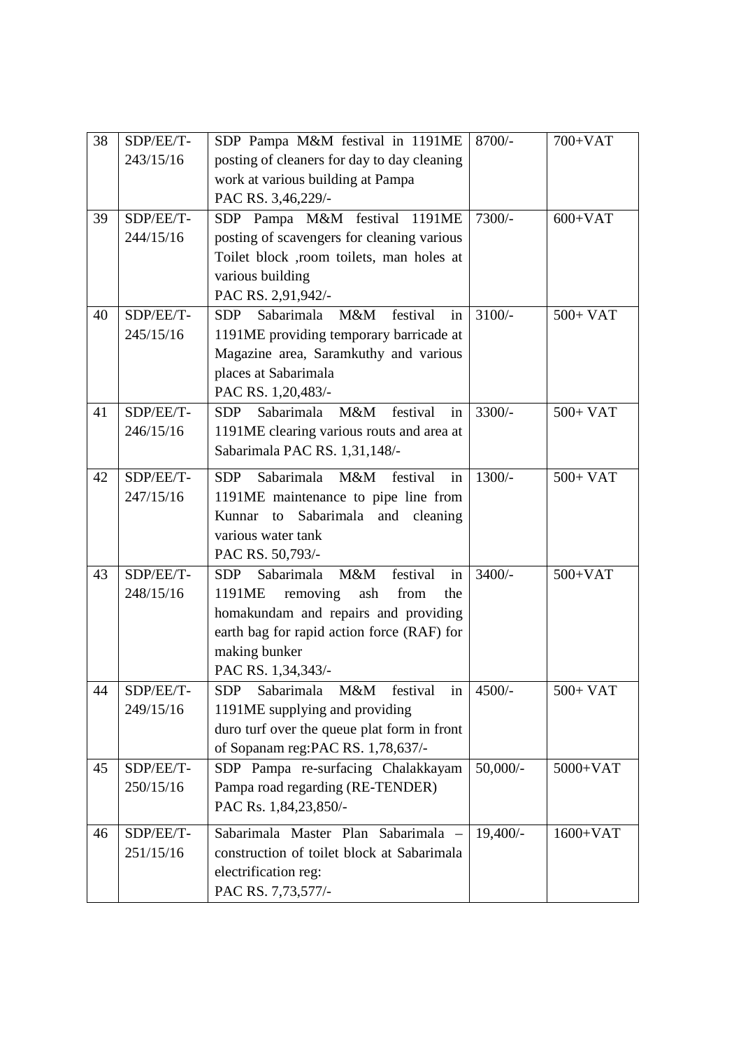| 38 | SDP/EE/T-243/15/16 | SDP Pampa M&M festival in 1191ME posting of cleaners for day to day cleaning work at various building at Pampa<br>PAC RS. 3,46,229/- | 8700/- | 700+VAT |
|---|---|---|---|---|
| 39 | SDP/EE/T-244/15/16 | SDP Pampa M&M festival 1191ME posting of scavengers for cleaning various Toilet block ,room toilets, man holes at various building<br>PAC RS. 2,91,942/- | 7300/- | 600+VAT |
| 40 | SDP/EE/T-245/15/16 | SDP Sabarimala M&M festival in 1191ME providing temporary barricade at Magazine area, Saramkuthy and various places at Sabarimala<br>PAC RS. 1,20,483/- | 3100/- | 500+ VAT |
| 41 | SDP/EE/T-246/15/16 | SDP Sabarimala M&M festival in 1191ME clearing various routs and area at Sabarimala PAC RS. 1,31,148/- | 3300/- | 500+ VAT |
| 42 | SDP/EE/T-247/15/16 | SDP Sabarimala M&M festival in 1191ME maintenance to pipe line from Kunnar to Sabarimala and cleaning various water tank<br>PAC RS. 50,793/- | 1300/- | 500+ VAT |
| 43 | SDP/EE/T-248/15/16 | SDP Sabarimala M&M festival in 1191ME removing ash from the homakundam and repairs and providing earth bag for rapid action force (RAF) for making bunker<br>PAC RS. 1,34,343/- | 3400/- | 500+VAT |
| 44 | SDP/EE/T-249/15/16 | SDP Sabarimala M&M festival in 1191ME supplying and providing duro turf over the queue plat form in front of Sopanam reg:PAC RS. 1,78,637/- | 4500/- | 500+ VAT |
| 45 | SDP/EE/T-250/15/16 | SDP Pampa re-surfacing Chalakkayam Pampa road regarding (RE-TENDER)<br>PAC Rs. 1,84,23,850/- | 50,000/- | 5000+VAT |
| 46 | SDP/EE/T-251/15/16 | Sabarimala Master Plan Sabarimala – construction of toilet block at Sabarimala electrification reg:<br>PAC RS. 7,73,577/- | 19,400/- | 1600+VAT |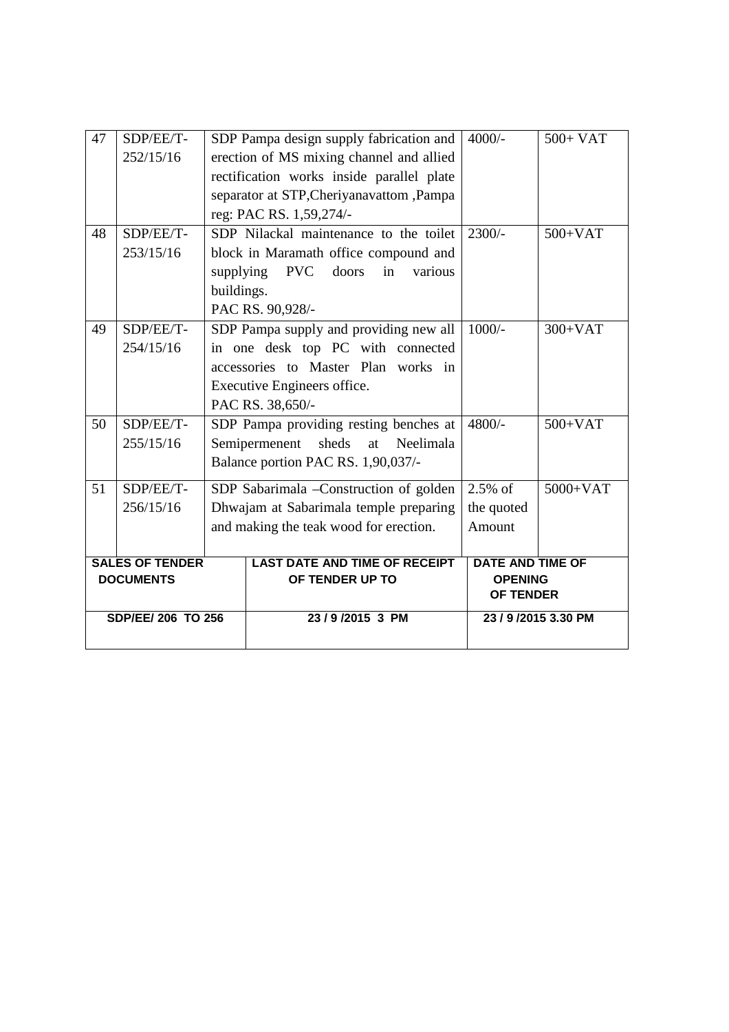| 47 | SDP/EE/T-252/15/16 | SDP Pampa design supply fabrication and erection of MS mixing channel and allied rectification works inside parallel plate separator at STP,Cheriyanavattom ,Pampa reg: PAC RS. 1,59,274/- | 4000/- | 500+ VAT |
|---|---|---|---|---|
| 48 | SDP/EE/T-253/15/16 | SDP Nilackal maintenance to the toilet block in Maramath office compound and supplying PVC doors in various buildings. PAC RS. 90,928/- | 2300/- | 500+VAT |
| 49 | SDP/EE/T-254/15/16 | SDP Pampa supply and providing new all in one desk top PC with connected accessories to Master Plan works in Executive Engineers office. PAC RS. 38,650/- | 1000/- | 300+VAT |
| 50 | SDP/EE/T-255/15/16 | SDP Pampa providing resting benches at Semipermenent sheds at Neelimala Balance portion PAC RS. 1,90,037/- | 4800/- | 500+VAT |
| 51 | SDP/EE/T-256/15/16 | SDP Sabarimala –Construction of golden Dhwajam at Sabarimala temple preparing and making the teak wood for erection. | 2.5% of the quoted Amount | 5000+VAT |

| **SALES OF TENDER DOCUMENTS** | **LAST DATE AND TIME OF RECEIPT OF TENDER UP TO** | **DATE AND TIME OF OPENING OF TENDER** |
|---|---|---|
| **SDP/EE/ 206 TO 256** | **23 / 9 /2015 3 PM** | **23 / 9 /2015 3.30 PM** |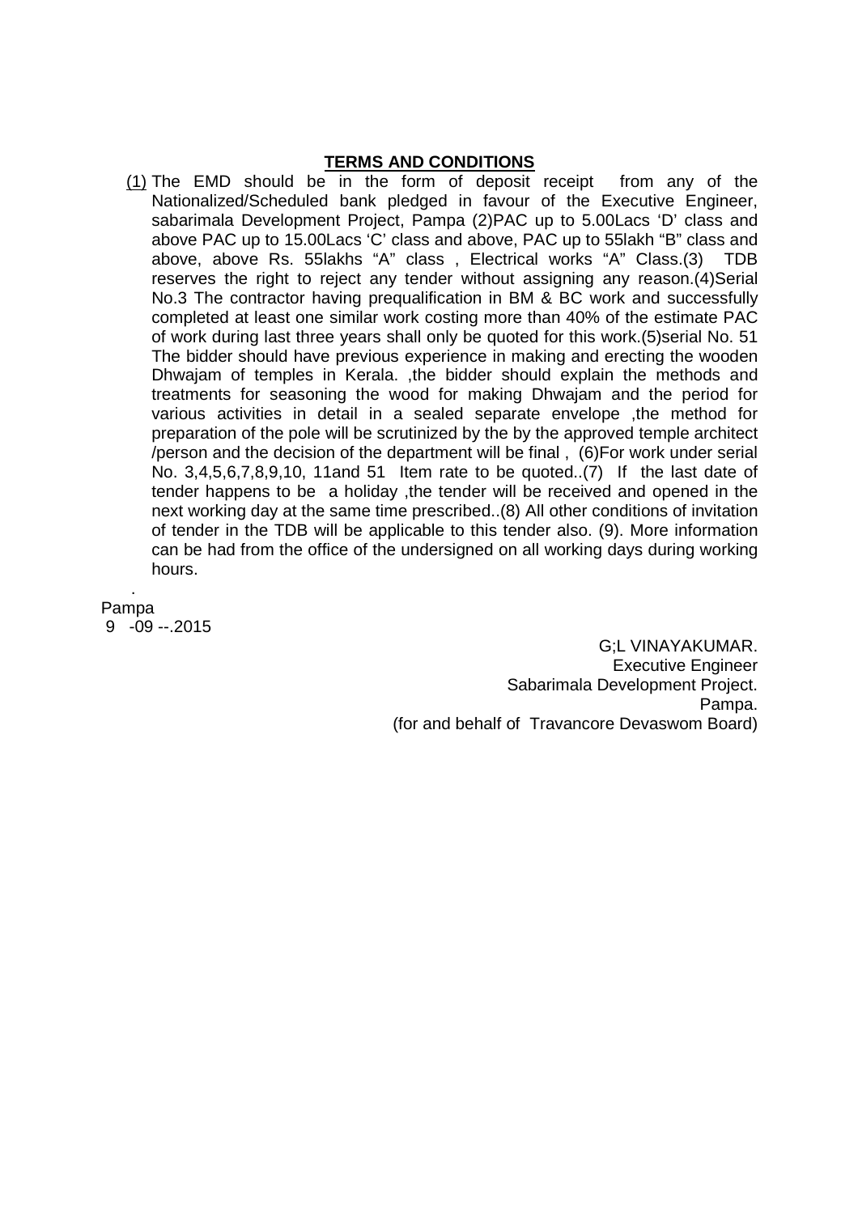## **TERMS AND CONDITIONS**

(1) The EMD should be in the form of deposit receipt from any of the Nationalized/Scheduled bank pledged in favour of the Executive Engineer, sabarimala Development Project, Pampa (2)PAC up to 5.00Lacs 'D' class and above PAC up to 15.00Lacs 'C' class and above, PAC up to 55lakh "B" class and above, above Rs. 55lakhs "A" class , Electrical works "A" Class.(3) TDB reserves the right to reject any tender without assigning any reason.(4)Serial No.3 The contractor having prequalification in BM & BC work and successfully completed at least one similar work costing more than 40% of the estimate PAC of work during last three years shall only be quoted for this work.(5)serial No. 51 The bidder should have previous experience in making and erecting the wooden Dhwajam of temples in Kerala. ,the bidder should explain the methods and treatments for seasoning the wood for making Dhwajam and the period for various activities in detail in a sealed separate envelope ,the method for preparation of the pole will be scrutinized by the by the approved temple architect /person and the decision of the department will be final , (6)For work under serial No. 3,4,5,6,7,8,9,10, 11and 51 Item rate to be quoted..(7) If the last date of tender happens to be a holiday ,the tender will be received and opened in the next working day at the same time prescribed..(8) All other conditions of invitation of tender in the TDB will be applicable to this tender also. (9). More information can be had from the office of the undersigned on all working days during working hours.

.

Pampa
9 -09 --.2015

G;L VINAYAKUMAR.
Executive Engineer
Sabarimala Development Project.
Pampa.
(for and behalf of Travancore Devaswom Board)